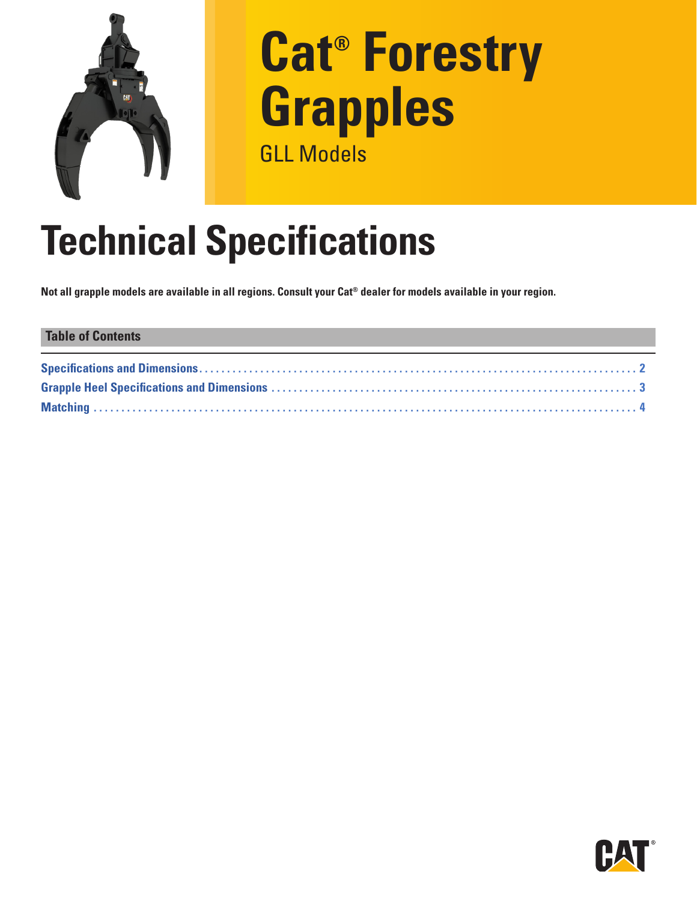# Cat® Forestry Grapples

GLL Models

# Technical Specifications

**Not all grapple models are available in all regions. Consult your Cat® dealer for models available in your region.**

## Table of Contents

Specifications and Dimensions .......... 2

Grapple Heel Specifications and Dimensions .......... 3

Matching .......... 4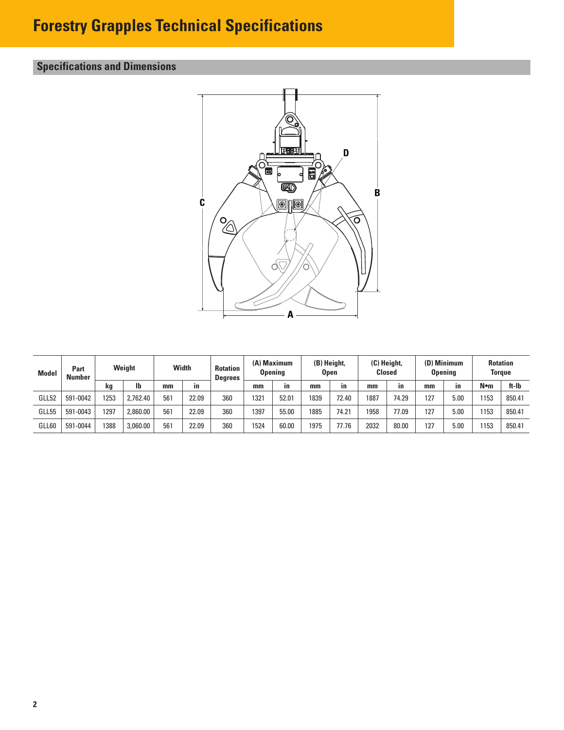# Forestry Grapples Technical Specifications

## Specifications and Dimensions

| Model | Part Number | Weight | | Width | | Rotation Degrees | (A) Maximum Opening | | (B) Height, Open | | (C) Height, Closed | | (D) Minimum Opening | | Rotation Torque | |
|---|---|---|---|---|---|---|---|---|---|---|---|---|---|---|---|---|
| | | kg | lb | mm | in | | mm | in | mm | in | mm | in | mm | in | N•m | ft-lb |
| GLL52 | 591-0042 | 1253 | 2,762.40 | 561 | 22.09 | 360 | 1321 | 52.01 | 1839 | 72.40 | 1887 | 74.29 | 127 | 5.00 | 1153 | 850.41 |
| GLL55 | 591-0043 | 1297 | 2,860.00 | 561 | 22.09 | 360 | 1397 | 55.00 | 1885 | 74.21 | 1958 | 77.09 | 127 | 5.00 | 1153 | 850.41 |
| GLL60 | 591-0044 | 1388 | 3,060.00 | 561 | 22.09 | 360 | 1524 | 60.00 | 1975 | 77.76 | 2032 | 80.00 | 127 | 5.00 | 1153 | 850.41 |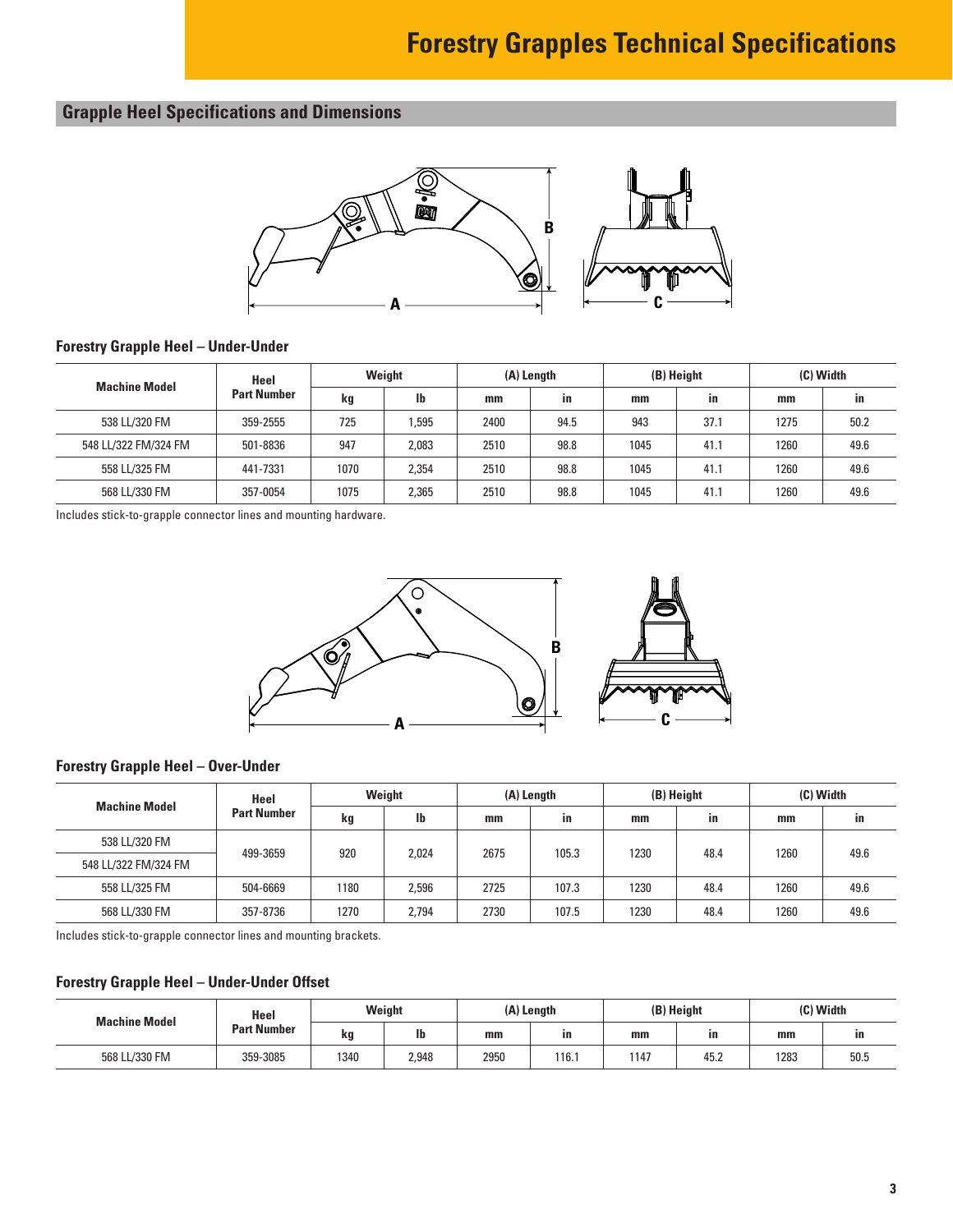# Forestry Grapples Technical Specifications

## Grapple Heel Specifications and Dimensions

### Forestry Grapple Heel – Under-Under

| Machine Model | Heel Part Number | Weight | | (A) Length | | (B) Height | | (C) Width | |
|---|---|---|---|---|---|---|---|---|---|
| | | kg | lb | mm | in | mm | in | mm | in |
| 538 LL/320 FM | 359-2555 | 725 | 1,595 | 2400 | 94.5 | 943 | 37.1 | 1275 | 50.2 |
| 548 LL/322 FM/324 FM | 501-8836 | 947 | 2,083 | 2510 | 98.8 | 1045 | 41.1 | 1260 | 49.6 |
| 558 LL/325 FM | 441-7331 | 1070 | 2,354 | 2510 | 98.8 | 1045 | 41.1 | 1260 | 49.6 |
| 568 LL/330 FM | 357-0054 | 1075 | 2,365 | 2510 | 98.8 | 1045 | 41.1 | 1260 | 49.6 |

Includes stick-to-grapple connector lines and mounting hardware.

### Forestry Grapple Heel – Over-Under

| Machine Model | Heel Part Number | Weight | | (A) Length | | (B) Height | | (C) Width | |
|---|---|---|---|---|---|---|---|---|---|
| | | kg | lb | mm | in | mm | in | mm | in |
| 538 LL/320 FM | 499-3659 | 920 | 2,024 | 2675 | 105.3 | 1230 | 48.4 | 1260 | 49.6 |
| 548 LL/322 FM/324 FM | 499-3659 | 920 | 2,024 | 2675 | 105.3 | 1230 | 48.4 | 1260 | 49.6 |
| 558 LL/325 FM | 504-6669 | 1180 | 2,596 | 2725 | 107.3 | 1230 | 48.4 | 1260 | 49.6 |
| 568 LL/330 FM | 357-8736 | 1270 | 2,794 | 2730 | 107.5 | 1230 | 48.4 | 1260 | 49.6 |

Includes stick-to-grapple connector lines and mounting brackets.

### Forestry Grapple Heel – Under-Under Offset

| Machine Model | Heel Part Number | Weight | | (A) Length | | (B) Height | | (C) Width | |
|---|---|---|---|---|---|---|---|---|---|
| | | kg | lb | mm | in | mm | in | mm | in |
| 568 LL/330 FM | 359-3085 | 1340 | 2,948 | 2950 | 116.1 | 1147 | 45.2 | 1283 | 50.5 |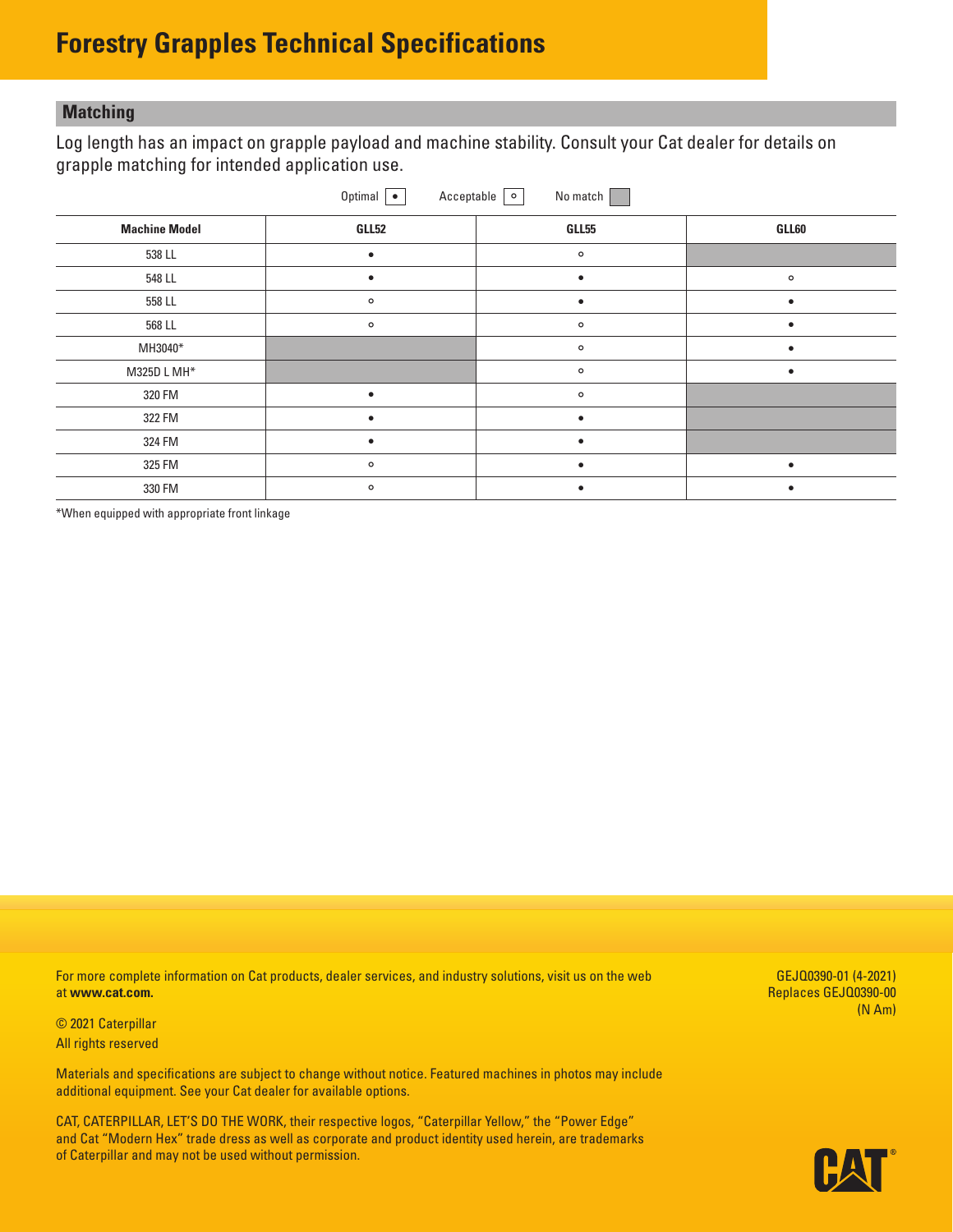# Forestry Grapples Technical Specifications

## Matching

Log length has an impact on grapple payload and machine stability. Consult your Cat dealer for details on grapple matching for intended application use.

Optimal ● Acceptable ○ No match (shaded)

| Machine Model | GLL52 | GLL55 | GLL60 |
|---|---|---|---|
| 538 LL | ● | ○ | |
| 548 LL | ● | ● | ○ |
| 558 LL | ○ | ● | ● |
| 568 LL | ○ | ○ | ● |
| MH3040* | | ○ | ● |
| M325D L MH* | | ○ | ● |
| 320 FM | ● | ○ | |
| 322 FM | ● | ● | |
| 324 FM | ● | ● | |
| 325 FM | ○ | ● | ● |
| 330 FM | ○ | ● | ● |

*When equipped with appropriate front linkage

For more complete information on Cat products, dealer services, and industry solutions, visit us on the web at **www.cat.com.**

© 2021 Caterpillar
All rights reserved

Materials and specifications are subject to change without notice. Featured machines in photos may include additional equipment. See your Cat dealer for available options.

CAT, CATERPILLAR, LET'S DO THE WORK, their respective logos, "Caterpillar Yellow," the "Power Edge" and Cat "Modern Hex" trade dress as well as corporate and product identity used herein, are trademarks of Caterpillar and may not be used without permission.

GEJQ0390-01 (4-2021)
Replaces GEJQ0390-00
(N Am)